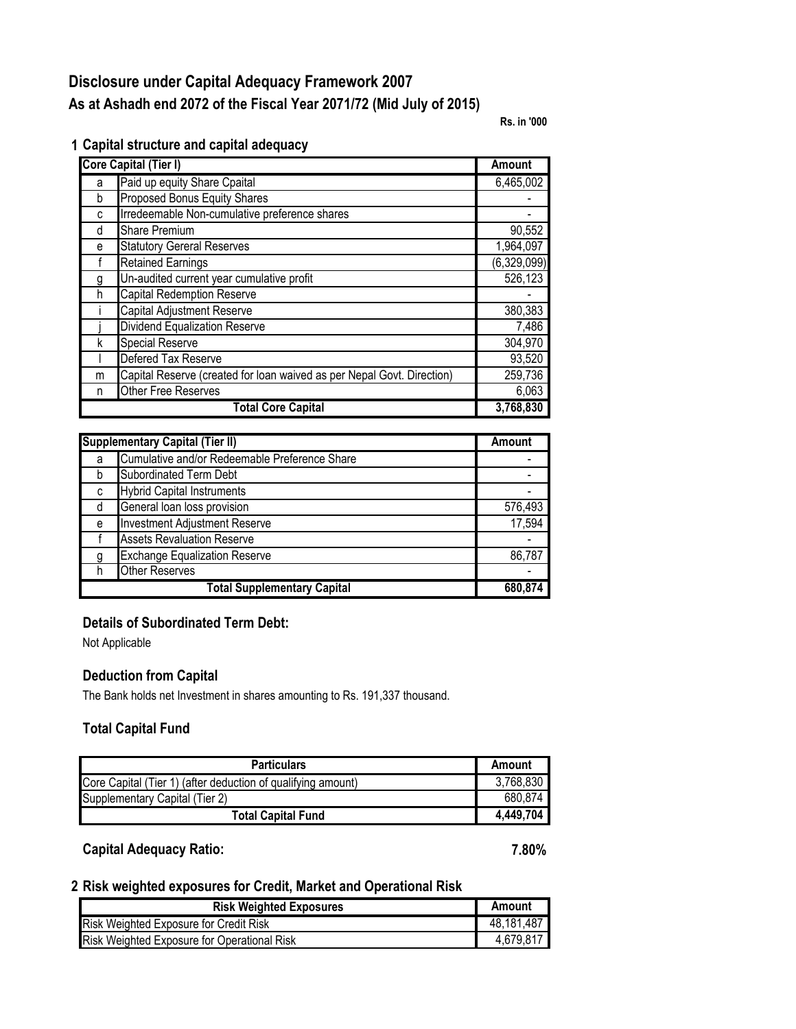# Disclosure under Capital Adequacy Framework 2007

## As at Ashadh end 2072 of the Fiscal Year 2071/72 (Mid July of 2015)

**Rs. in '000**

### 1 Capital structure and capital adequacy

| Core Capital (Tier I) | | Amount |
|---|---|---|
| a | Paid up equity Share Cpaital | 6,465,002 |
| b | Proposed Bonus Equity Shares | - |
| c | Irredeemable Non-cumulative preference shares | - |
| d | Share Premium | 90,552 |
| e | Statutory Gereral Reserves | 1,964,097 |
| f | Retained Earnings | (6,329,099) |
| g | Un-audited current year cumulative profit | 526,123 |
| h | Capital Redemption Reserve | - |
| i | Capital Adjustment Reserve | 380,383 |
| j | Dividend Equalization Reserve | 7,486 |
| k | Special Reserve | 304,970 |
| l | Defered Tax Reserve | 93,520 |
| m | Capital Reserve (created for loan waived as per Nepal Govt. Direction) | 259,736 |
| n | Other Free Reserves | 6,063 |
| | **Total Core Capital** | **3,768,830** |

| Supplementary Capital (Tier II) | | Amount |
|---|---|---|
| a | Cumulative and/or Redeemable Preference Share | - |
| b | Subordinated Term Debt | - |
| c | Hybrid Capital Instruments | - |
| d | General loan loss provision | 576,493 |
| e | Investment Adjustment Reserve | 17,594 |
| f | Assets Revaluation Reserve | - |
| g | Exchange Equalization Reserve | 86,787 |
| h | Other Reserves | - |
| | **Total Supplementary Capital** | **680,874** |

### Details of Subordinated Term Debt:

Not Applicable

### Deduction from Capital

The Bank holds net Investment in shares amounting to Rs. 191,337 thousand.

### Total Capital Fund

| Particulars | Amount |
|---|---|
| Core Capital (Tier 1) (after deduction of qualifying amount) | 3,768,830 |
| Supplementary Capital (Tier 2) | 680,874 |
| **Total Capital Fund** | **4,449,704** |

**Capital Adequacy Ratio:** **7.80%**

### 2 Risk weighted exposures for Credit, Market and Operational Risk

| Risk Weighted Exposures | Amount |
|---|---|
| Risk Weighted Exposure for Credit Risk | 48,181,487 |
| Risk Weighted Exposure for Operational Risk | 4,679,817 |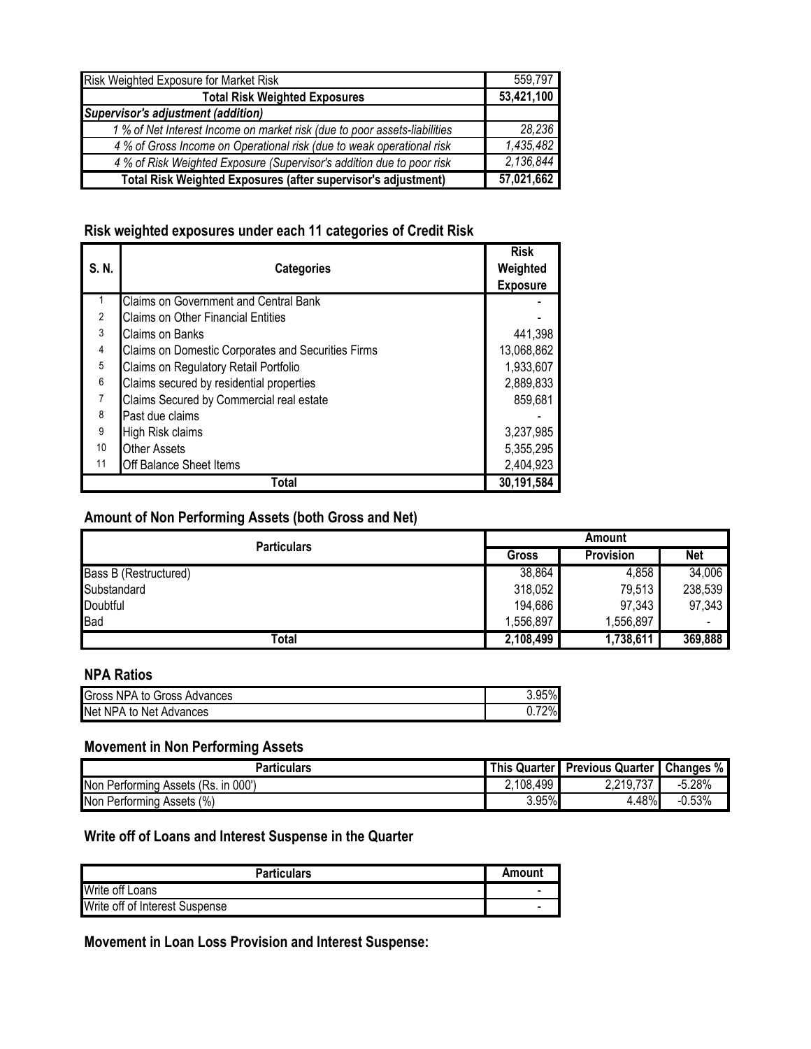| Risk Weighted Exposure for Market Risk | 559,797 |
|---|---|
| **Total Risk Weighted Exposures** | **53,421,100** |
| ***Supervisor's adjustment (addition)*** | |
| *1 % of Net Interest Income on market risk (due to poor assets-liabilities* | *28,236* |
| *4 % of Gross Income on Operational risk (due to weak operational risk* | *1,435,482* |
| *4 % of Risk Weighted Exposure (Supervisor's addition due to poor risk* | *2,136,844* |
| **Total Risk Weighted Exposures (after supervisor's adjustment)** | **57,021,662** |

## Risk weighted exposures under each 11 categories of Credit Risk

| S. N. | Categories | Risk Weighted Exposure |
|---|---|---|
| 1 | Claims on Government and Central Bank | - |
| 2 | Claims on Other Financial Entities | - |
| 3 | Claims on Banks | 441,398 |
| 4 | Claims on Domestic Corporates and Securities Firms | 13,068,862 |
| 5 | Claims on Regulatory Retail Portfolio | 1,933,607 |
| 6 | Claims secured by residential properties | 2,889,833 |
| 7 | Claims Secured by Commercial real estate | 859,681 |
| 8 | Past due claims | - |
| 9 | High Risk claims | 3,237,985 |
| 10 | Other Assets | 5,355,295 |
| 11 | Off Balance Sheet Items | 2,404,923 |
| | **Total** | **30,191,584** |

## Amount of Non Performing Assets (both Gross and Net)

| Particulars | Amount | | |
|---|---|---|---|
| | Gross | Provision | Net |
| Bass B (Restructured) | 38,864 | 4,858 | 34,006 |
| Substandard | 318,052 | 79,513 | 238,539 |
| Doubtful | 194,686 | 97,343 | 97,343 |
| Bad | 1,556,897 | 1,556,897 | - |
| **Total** | **2,108,499** | **1,738,611** | **369,888** |

## NPA Ratios

| Gross NPA to Gross Advances | 3.95% |
|---|---|
| Net NPA to Net Advances | 0.72% |

## Movement in Non Performing Assets

| Particulars | This Quarter | Previous Quarter | Changes % |
|---|---|---|---|
| Non Performing Assets (Rs. in 000') | 2,108,499 | 2,219,737 | -5.28% |
| Non Performing Assets (%) | 3.95% | 4.48% | -0.53% |

## Write off of Loans and Interest Suspense in the Quarter

| Particulars | Amount |
|---|---|
| Write off Loans | - |
| Write off of Interest Suspense | - |

## Movement in Loan Loss Provision and Interest Suspense: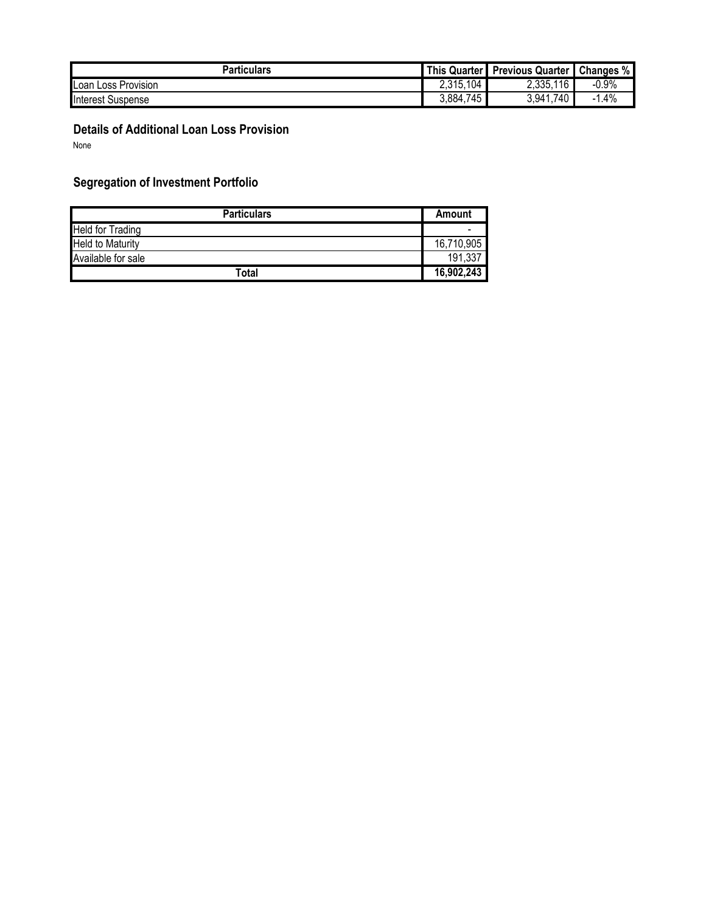| Particulars | This Quarter | Previous Quarter | Changes % |
|---|---|---|---|
| Loan Loss Provision | 2,315,104 | 2,335,116 | -0.9% |
| Interest Suspense | 3,884,745 | 3,941,740 | -1.4% |

## Details of Additional Loan Loss Provision

None

## Segregation of Investment Portfolio

| Particulars | Amount |
|---|---|
| Held for Trading | - |
| Held to Maturity | 16,710,905 |
| Available for sale | 191,337 |
| **Total** | **16,902,243** |